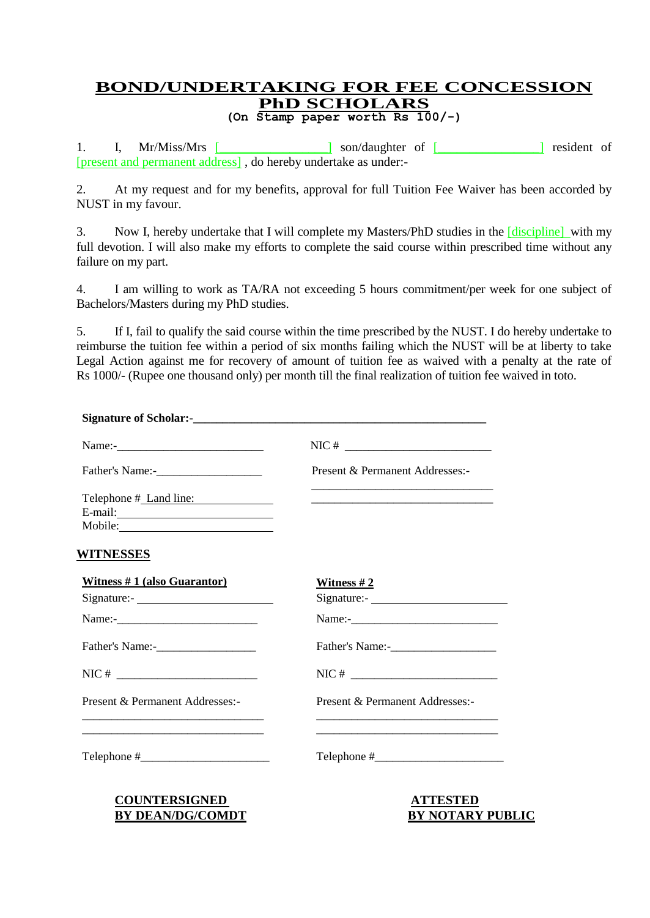# BOND/UNDERTAKING FOR FEE CONCESSION PhD SCHOLARS

**(On Stamp paper worth Rs 100/-)**

1. I, Mr/Miss/Mrs [_________________] son/daughter of [________________] resident of [present and permanent address] , do hereby undertake as under:-

2. At my request and for my benefits, approval for full Tuition Fee Waiver has been accorded by NUST in my favour.

3. Now I, hereby undertake that I will complete my Masters/PhD studies in the [discipline] with my full devotion. I will also make my efforts to complete the said course within prescribed time without any failure on my part.

4. I am willing to work as TA/RA not exceeding 5 hours commitment/per week for one subject of Bachelors/Masters during my PhD studies.

5. If I, fail to qualify the said course within the time prescribed by the NUST. I do hereby undertake to reimburse the tuition fee within a period of six months failing which the NUST will be at liberty to take Legal Action against me for recovery of amount of tuition fee as waived with a penalty at the rate of Rs 1000/- (Rupee one thousand only) per month till the final realization of tuition fee waived in toto.

**Signature of Scholar:-**___________________________________________________

Name:-_________________________ NIC # _________________________

Father's Name:-__________________ Present & Permanent Addresses:-

_______________________________

_______________________________

Telephone # Land line: _____________

E-mail: _________________________

Mobile: _________________________

## WITNESSES

**Witness # 1 (also Guarantor)**

Signature:- ______________________

Name:-________________________

Father's Name:-_________________

NIC # ________________________

Present & Permanent Addresses:-

_______________________________

_______________________________

Telephone #_____________________

**Witness # 2**

Signature:- ______________________

Name:-________________________

Father's Name:-_________________

NIC # ________________________

Present & Permanent Addresses:-

_______________________________

_______________________________

Telephone #_____________________

**COUNTERSIGNED BY DEAN/DG/COMDT**

**ATTESTED BY NOTARY PUBLIC**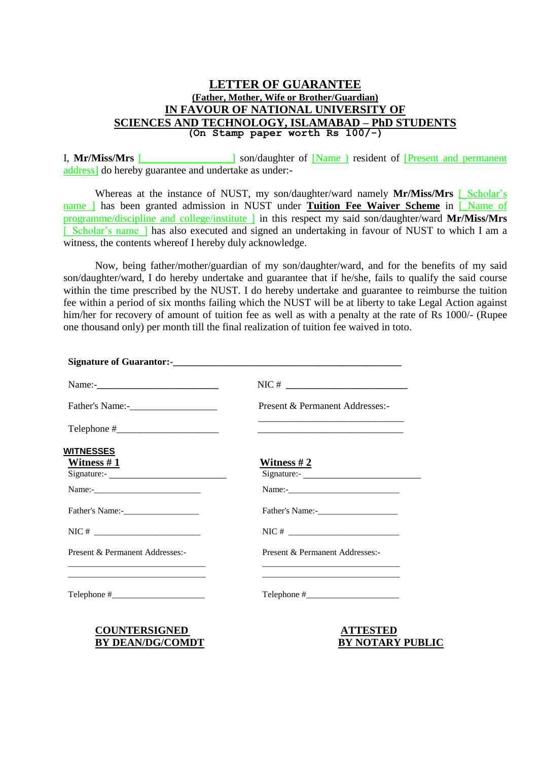# LETTER OF GUARANTEE

**(Father, Mother, Wife or Brother/Guardian)**

**IN FAVOUR OF NATIONAL UNIVERSITY OF SCIENCES AND TECHNOLOGY, ISLAMABAD – PhD STUDENTS**

**(On Stamp paper worth Rs 100/-)**

I, **Mr/Miss/Mrs** [_________________] son/daughter of [Name ) resident of [Present and permanent address] do hereby guarantee and undertake as under:-

Whereas at the instance of NUST, my son/daughter/ward namely **Mr/Miss/Mrs** [ Scholar's name ] has been granted admission in NUST under **Tuition Fee Waiver Scheme** in [ Name of programme/discipline and college/institute ] in this respect my said son/daughter/ward **Mr/Miss/Mrs** [ Scholar's name ] has also executed and signed an undertaking in favour of NUST to which I am a witness, the contents whereof I hereby duly acknowledge.

Now, being father/mother/guardian of my son/daughter/ward, and for the benefits of my said son/daughter/ward, I do hereby undertake and guarantee that if he/she, fails to qualify the said course within the time prescribed by the NUST. I do hereby undertake and guarantee to reimburse the tuition fee within a period of six months failing which the NUST will be at liberty to take Legal Action against him/her for recovery of amount of tuition fee as well as with a penalty at the rate of Rs 1000/- (Rupee one thousand only) per month till the final realization of tuition fee waived in toto.

**Signature of Guarantor:-**_______________________________________________

Name:-_________________________ NIC # _________________________

Father's Name:-__________________ Present & Permanent Addresses:-

______________________________

Telephone #_____________________ ______________________________

**WITNESSES**

**Witness # 1**

Signature:- _________________________

Name:-________________________

Father's Name:-_________________

NIC # ________________________

Present & Permanent Addresses:-

______________________________

______________________________

Telephone #____________________

**Witness # 2**

Signature:- _________________________

Name:-________________________

Father's Name:-_________________

NIC # ________________________

Present & Permanent Addresses:-

______________________________

______________________________

Telephone #____________________

**COUNTERSIGNED BY DEAN/DG/COMDT**

**ATTESTED BY NOTARY PUBLIC**